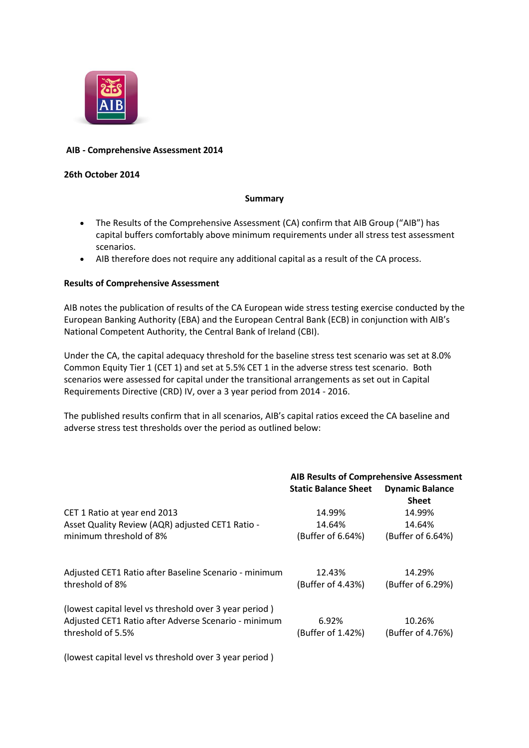**AIB - Comprehensive Assessment 2014**

**26th October 2014**

**Summary**

- The Results of the Comprehensive Assessment (CA) confirm that AIB Group ("AIB") has capital buffers comfortably above minimum requirements under all stress test assessment scenarios.
- AIB therefore does not require any additional capital as a result of the CA process.

**Results of Comprehensive Assessment**

AIB notes the publication of results of the CA European wide stress testing exercise conducted by the European Banking Authority (EBA) and the European Central Bank (ECB) in conjunction with AIB's National Competent Authority, the Central Bank of Ireland (CBI).

Under the CA, the capital adequacy threshold for the baseline stress test scenario was set at 8.0% Common Equity Tier 1 (CET 1) and set at 5.5% CET 1 in the adverse stress test scenario. Both scenarios were assessed for capital under the transitional arrangements as set out in Capital Requirements Directive (CRD) IV, over a 3 year period from 2014 - 2016.

The published results confirm that in all scenarios, AIB's capital ratios exceed the CA baseline and adverse stress test thresholds over the period as outlined below:

| | **AIB Results of Comprehensive Assessment** | |
|---|---|---|
| | **Static Balance Sheet** | **Dynamic Balance Sheet** |
| CET 1 Ratio at year end 2013 | 14.99% | 14.99% |
| Asset Quality Review (AQR) adjusted CET1 Ratio - minimum threshold of 8% | 14.64% (Buffer of 6.64%) | 14.64% (Buffer of 6.64%) |
| Adjusted CET1 Ratio after Baseline Scenario - minimum threshold of 8% (lowest capital level vs threshold over 3 year period ) | 12.43% (Buffer of 4.43%) | 14.29% (Buffer of 6.29%) |
| Adjusted CET1 Ratio after Adverse Scenario - minimum threshold of 5.5% (lowest capital level vs threshold over 3 year period ) | 6.92% (Buffer of 1.42%) | 10.26% (Buffer of 4.76%) |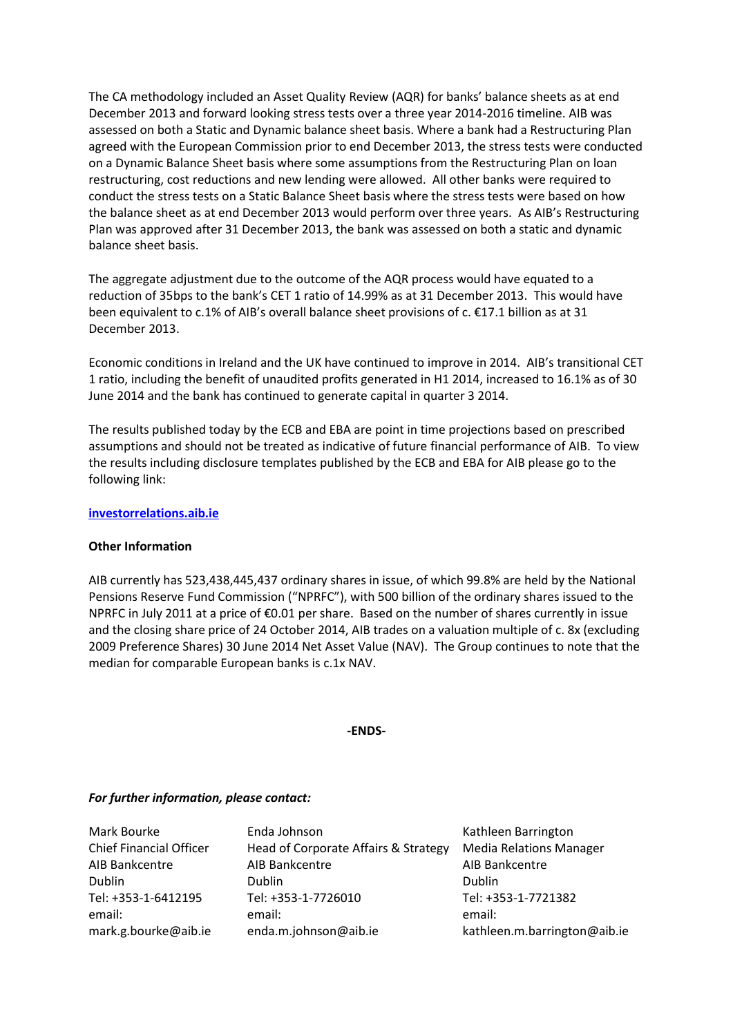The CA methodology included an Asset Quality Review (AQR) for banks' balance sheets as at end December 2013 and forward looking stress tests over a three year 2014-2016 timeline. AIB was assessed on both a Static and Dynamic balance sheet basis. Where a bank had a Restructuring Plan agreed with the European Commission prior to end December 2013, the stress tests were conducted on a Dynamic Balance Sheet basis where some assumptions from the Restructuring Plan on loan restructuring, cost reductions and new lending were allowed. All other banks were required to conduct the stress tests on a Static Balance Sheet basis where the stress tests were based on how the balance sheet as at end December 2013 would perform over three years. As AIB's Restructuring Plan was approved after 31 December 2013, the bank was assessed on both a static and dynamic balance sheet basis.

The aggregate adjustment due to the outcome of the AQR process would have equated to a reduction of 35bps to the bank's CET 1 ratio of 14.99% as at 31 December 2013. This would have been equivalent to c.1% of AIB's overall balance sheet provisions of c. €17.1 billion as at 31 December 2013.

Economic conditions in Ireland and the UK have continued to improve in 2014. AIB's transitional CET 1 ratio, including the benefit of unaudited profits generated in H1 2014, increased to 16.1% as of 30 June 2014 and the bank has continued to generate capital in quarter 3 2014.

The results published today by the ECB and EBA are point in time projections based on prescribed assumptions and should not be treated as indicative of future financial performance of AIB. To view the results including disclosure templates published by the ECB and EBA for AIB please go to the following link:

**investorrelations.aib.ie**

**Other Information**

AIB currently has 523,438,445,437 ordinary shares in issue, of which 99.8% are held by the National Pensions Reserve Fund Commission ("NPRFC"), with 500 billion of the ordinary shares issued to the NPRFC in July 2011 at a price of €0.01 per share. Based on the number of shares currently in issue and the closing share price of 24 October 2014, AIB trades on a valuation multiple of c. 8x (excluding 2009 Preference Shares) 30 June 2014 Net Asset Value (NAV). The Group continues to note that the median for comparable European banks is c.1x NAV.

**-ENDS-**

***For further information, please contact:***

| Mark Bourke | Enda Johnson | Kathleen Barrington |
|---|---|---|
| Chief Financial Officer | Head of Corporate Affairs & Strategy | Media Relations Manager |
| AIB Bankcentre | AIB Bankcentre | AIB Bankcentre |
| Dublin | Dublin | Dublin |
| Tel: +353-1-6412195 | Tel: +353-1-7726010 | Tel: +353-1-7721382 |
| email: | email: | email: |
| mark.g.bourke@aib.ie | enda.m.johnson@aib.ie | kathleen.m.barrington@aib.ie |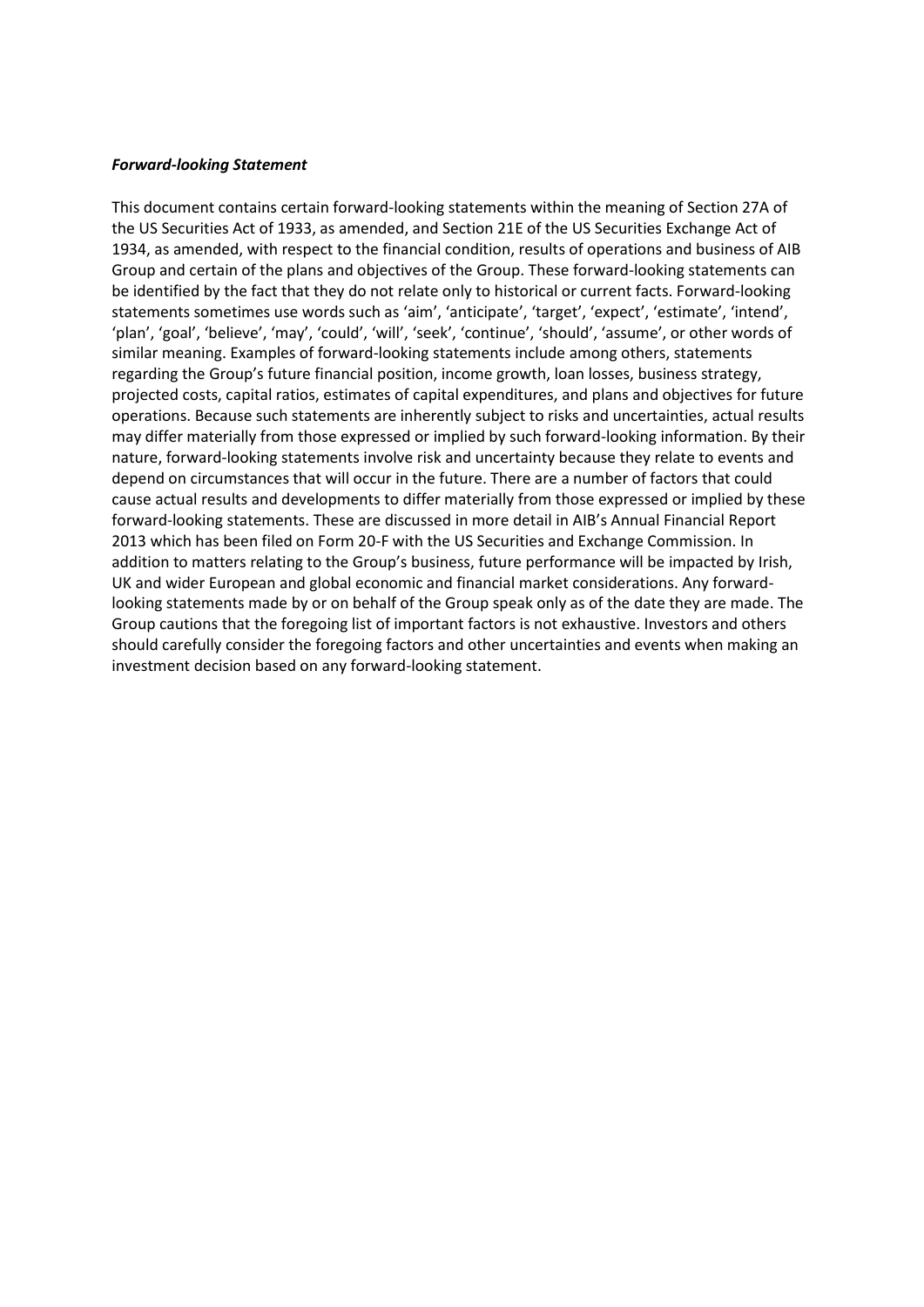***Forward-looking Statement***

This document contains certain forward-looking statements within the meaning of Section 27A of the US Securities Act of 1933, as amended, and Section 21E of the US Securities Exchange Act of 1934, as amended, with respect to the financial condition, results of operations and business of AIB Group and certain of the plans and objectives of the Group. These forward-looking statements can be identified by the fact that they do not relate only to historical or current facts. Forward-looking statements sometimes use words such as 'aim', 'anticipate', 'target', 'expect', 'estimate', 'intend', 'plan', 'goal', 'believe', 'may', 'could', 'will', 'seek', 'continue', 'should', 'assume', or other words of similar meaning. Examples of forward-looking statements include among others, statements regarding the Group's future financial position, income growth, loan losses, business strategy, projected costs, capital ratios, estimates of capital expenditures, and plans and objectives for future operations. Because such statements are inherently subject to risks and uncertainties, actual results may differ materially from those expressed or implied by such forward-looking information. By their nature, forward-looking statements involve risk and uncertainty because they relate to events and depend on circumstances that will occur in the future. There are a number of factors that could cause actual results and developments to differ materially from those expressed or implied by these forward-looking statements. These are discussed in more detail in AIB's Annual Financial Report 2013 which has been filed on Form 20-F with the US Securities and Exchange Commission. In addition to matters relating to the Group's business, future performance will be impacted by Irish, UK and wider European and global economic and financial market considerations. Any forward-looking statements made by or on behalf of the Group speak only as of the date they are made. The Group cautions that the foregoing list of important factors is not exhaustive. Investors and others should carefully consider the foregoing factors and other uncertainties and events when making an investment decision based on any forward-looking statement.